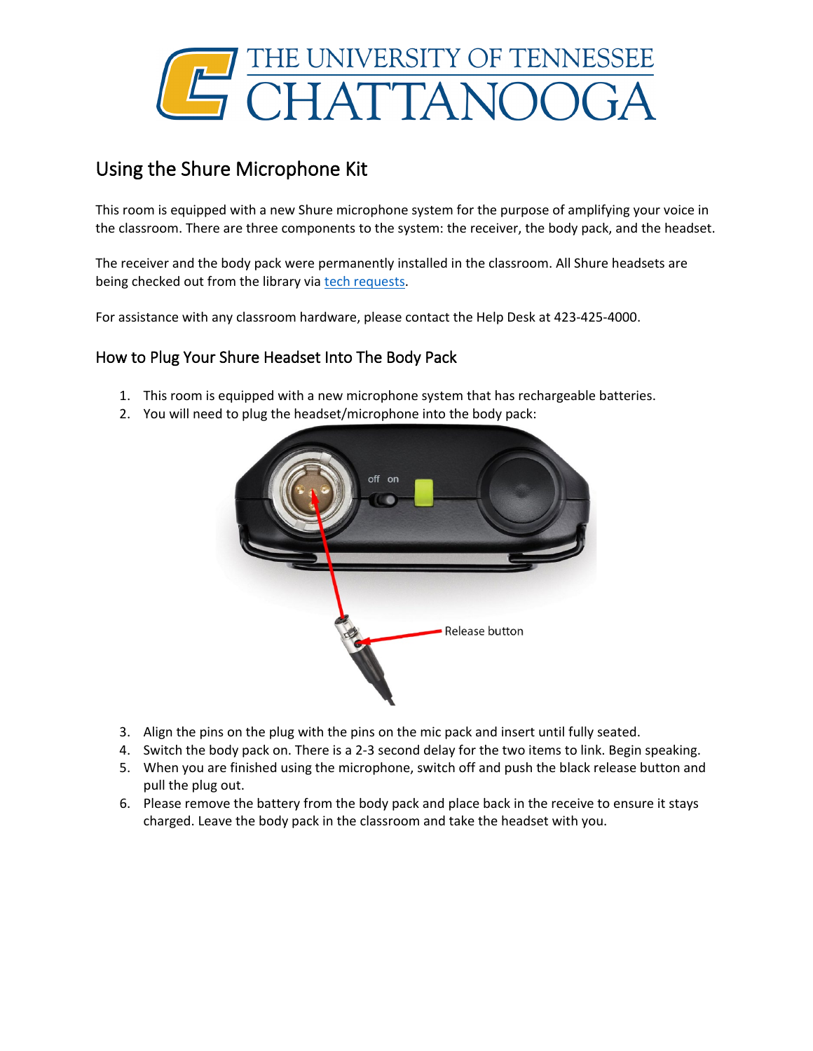# THE UNIVERSITY OF TENNESSEE CHATTANOOGA

## Using the Shure Microphone Kit

This room is equipped with a new Shure microphone system for the purpose of amplifying your voice in the classroom. There are three components to the system: the receiver, the body pack, and the headset.

The receiver and the body pack were permanently installed in the classroom. All Shure headsets are being checked out from the library via [tech requests](tech requests).

For assistance with any classroom hardware, please contact the Help Desk at 423-425-4000.

### How to Plug Your Shure Headset Into The Body Pack

1. This room is equipped with a new microphone system that has rechargeable batteries.
2. You will need to plug the headset/microphone into the body pack:

off on

Release button

3. Align the pins on the plug with the pins on the mic pack and insert until fully seated.
4. Switch the body pack on. There is a 2-3 second delay for the two items to link. Begin speaking.
5. When you are finished using the microphone, switch off and push the black release button and pull the plug out.
6. Please remove the battery from the body pack and place back in the receive to ensure it stays charged. Leave the body pack in the classroom and take the headset with you.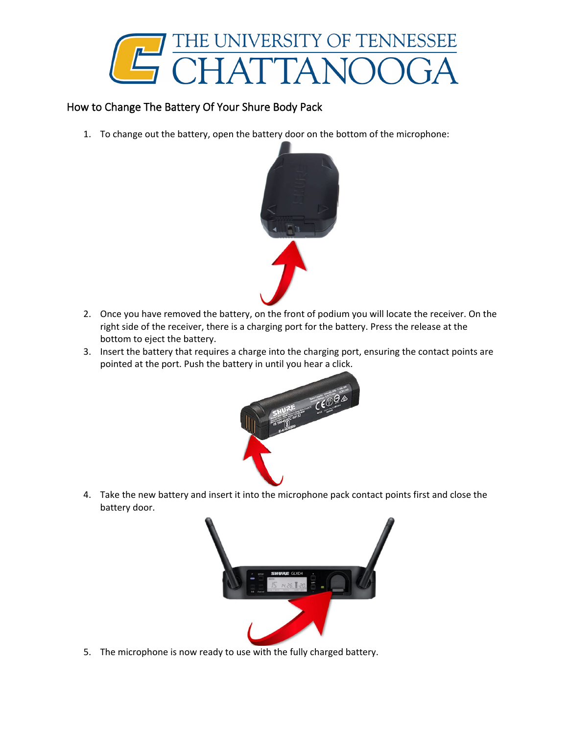## How to Change The Battery Of Your Shure Body Pack

1. To change out the battery, open the battery door on the bottom of the microphone:
2. Once you have removed the battery, on the front of podium you will locate the receiver. On the right side of the receiver, there is a charging port for the battery. Press the release at the bottom to eject the battery.
3. Insert the battery that requires a charge into the charging port, ensuring the contact points are pointed at the port. Push the battery in until you hear a click.
4. Take the new battery and insert it into the microphone pack contact points first and close the battery door.
5. The microphone is now ready to use with the fully charged battery.